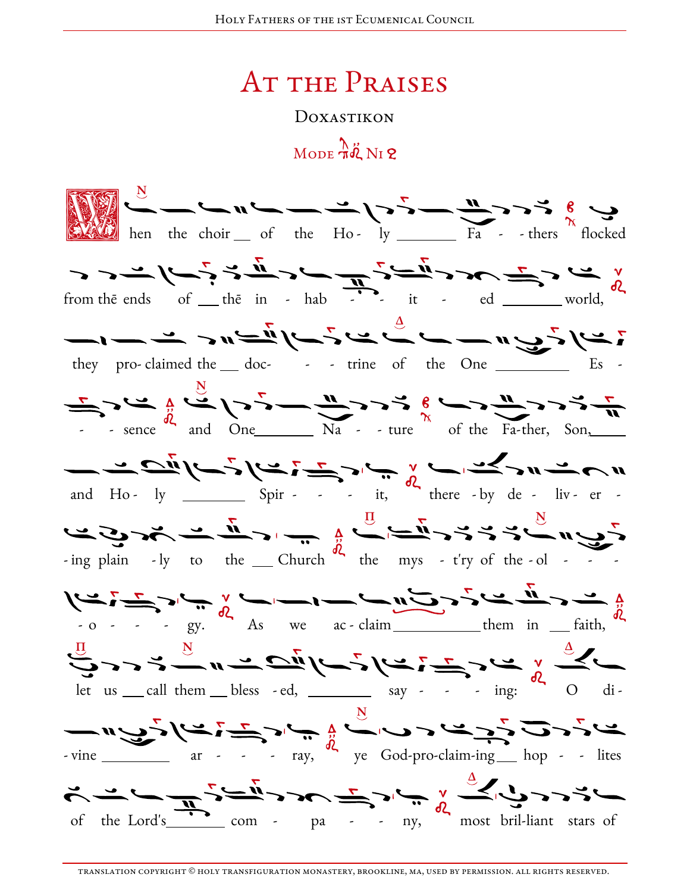# At the Praises

## Doxastikon

Mode Ni

When the choir of the Holy Fathers flocked from the ends of the inhabited world, they proclaimed the doctrine of the One Essence and One Nature of the Father, Son, and Holy Spirit, thereby delivering plainly to the Church the myst'ry of theology. As we acclaim them in faith, let us call them blessed, saying: O divine array, ye God-proclaiming hoplites of the Lord's company, most brilliant stars of

translation copyright © holy transfiguration monastery, brookline, ma, used by permission. all rights reserved.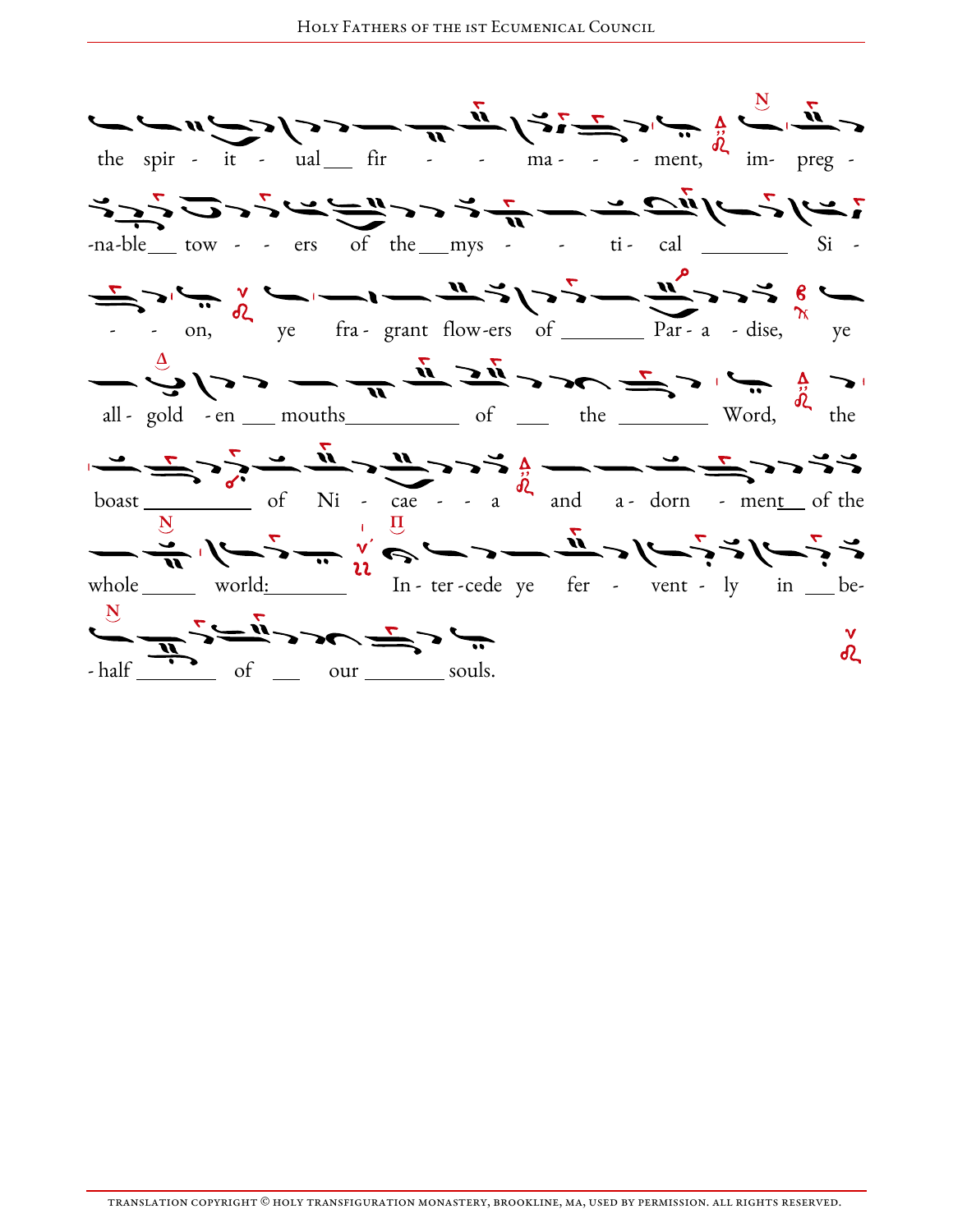the spir - it - ual___ fir - - ma - - - ment, im- preg -

-na-ble___ tow - - ers of the___mys - - ti - cal ________ Si -

- - on, ye fra - grant flow-ers of ________ Par - a - dise, ye

all - gold - en ___ mouths__________ of ___ the ________ Word, the

boast __________ of Ni - cae - - a and a - dorn - ment__ of the

whole_____ world:________ In - ter -cede ye fer - vent - ly in ___ be-

- half ________ of ___ our ________ souls.

translation copyright © holy transfiguration monastery, brookline, ma, used by permission. all rights reserved.